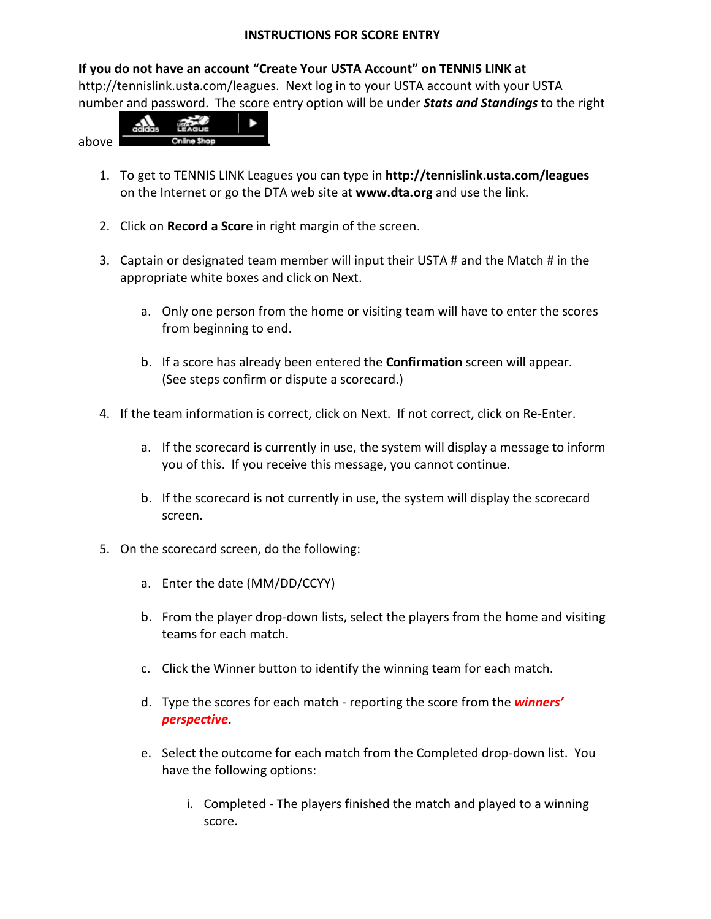**INSTRUCTIONS FOR SCORE ENTRY**

**If you do not have an account "Create Your USTA Account" on TENNIS LINK at** http://tennislink.usta.com/leagues. Next log in to your USTA account with your USTA number and password. The score entry option will be under ***Stats and Standings*** to the right above adidas USTA LEAGUE Online Shop.

1. To get to TENNIS LINK Leagues you can type in **http://tennislink.usta.com/leagues** on the Internet or go the DTA web site at **www.dta.org** and use the link.

2. Click on **Record a Score** in right margin of the screen.

3. Captain or designated team member will input their USTA # and the Match # in the appropriate white boxes and click on Next.

   a. Only one person from the home or visiting team will have to enter the scores from beginning to end.

   b. If a score has already been entered the **Confirmation** screen will appear. (See steps confirm or dispute a scorecard.)

4. If the team information is correct, click on Next. If not correct, click on Re-Enter.

   a. If the scorecard is currently in use, the system will display a message to inform you of this. If you receive this message, you cannot continue.

   b. If the scorecard is not currently in use, the system will display the scorecard screen.

5. On the scorecard screen, do the following:

   a. Enter the date (MM/DD/CCYY)

   b. From the player drop-down lists, select the players from the home and visiting teams for each match.

   c. Click the Winner button to identify the winning team for each match.

   d. Type the scores for each match - reporting the score from the ***winners' perspective***.

   e. Select the outcome for each match from the Completed drop-down list. You have the following options:

      i. Completed - The players finished the match and played to a winning score.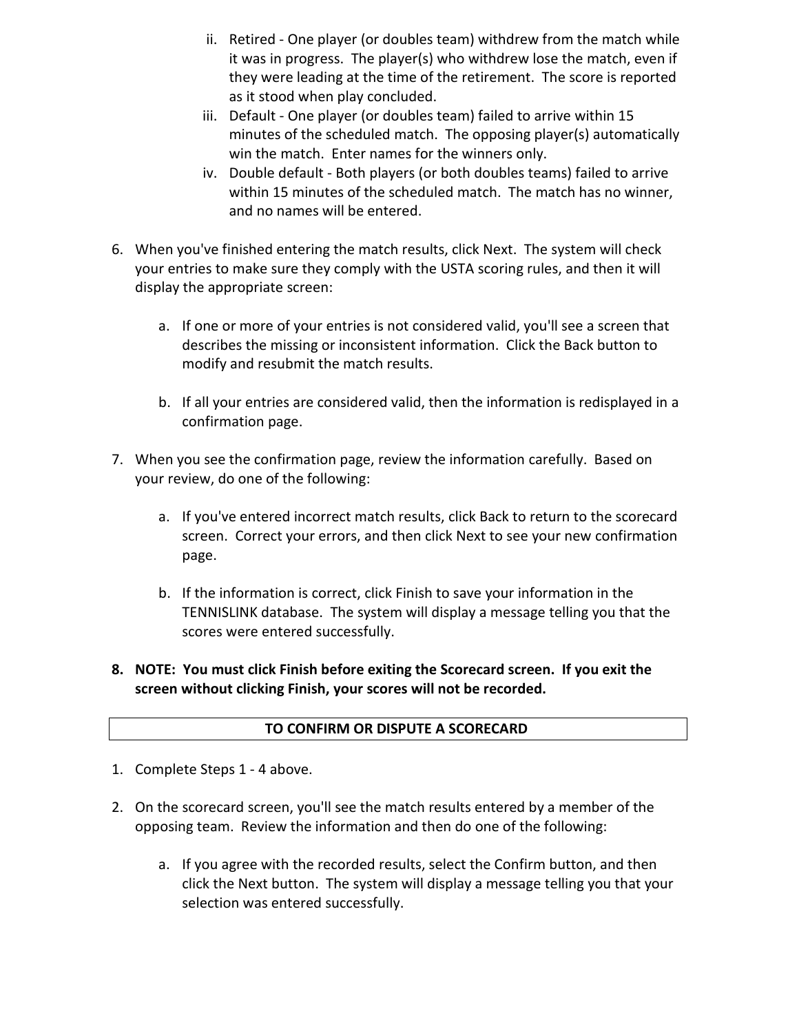ii. Retired - One player (or doubles team) withdrew from the match while it was in progress. The player(s) who withdrew lose the match, even if they were leading at the time of the retirement. The score is reported as it stood when play concluded.
   iii. Default - One player (or doubles team) failed to arrive within 15 minutes of the scheduled match. The opposing player(s) automatically win the match. Enter names for the winners only.
   iv. Double default - Both players (or both doubles teams) failed to arrive within 15 minutes of the scheduled match. The match has no winner, and no names will be entered.

6. When you've finished entering the match results, click Next. The system will check your entries to make sure they comply with the USTA scoring rules, and then it will display the appropriate screen:

   a. If one or more of your entries is not considered valid, you'll see a screen that describes the missing or inconsistent information. Click the Back button to modify and resubmit the match results.

   b. If all your entries are considered valid, then the information is redisplayed in a confirmation page.

7. When you see the confirmation page, review the information carefully. Based on your review, do one of the following:

   a. If you've entered incorrect match results, click Back to return to the scorecard screen. Correct your errors, and then click Next to see your new confirmation page.

   b. If the information is correct, click Finish to save your information in the TENNISLINK database. The system will display a message telling you that the scores were entered successfully.

8. **NOTE: You must click Finish before exiting the Scorecard screen. If you exit the screen without clicking Finish, your scores will not be recorded.**

**TO CONFIRM OR DISPUTE A SCORECARD**

1. Complete Steps 1 - 4 above.

2. On the scorecard screen, you'll see the match results entered by a member of the opposing team. Review the information and then do one of the following:

   a. If you agree with the recorded results, select the Confirm button, and then click the Next button. The system will display a message telling you that your selection was entered successfully.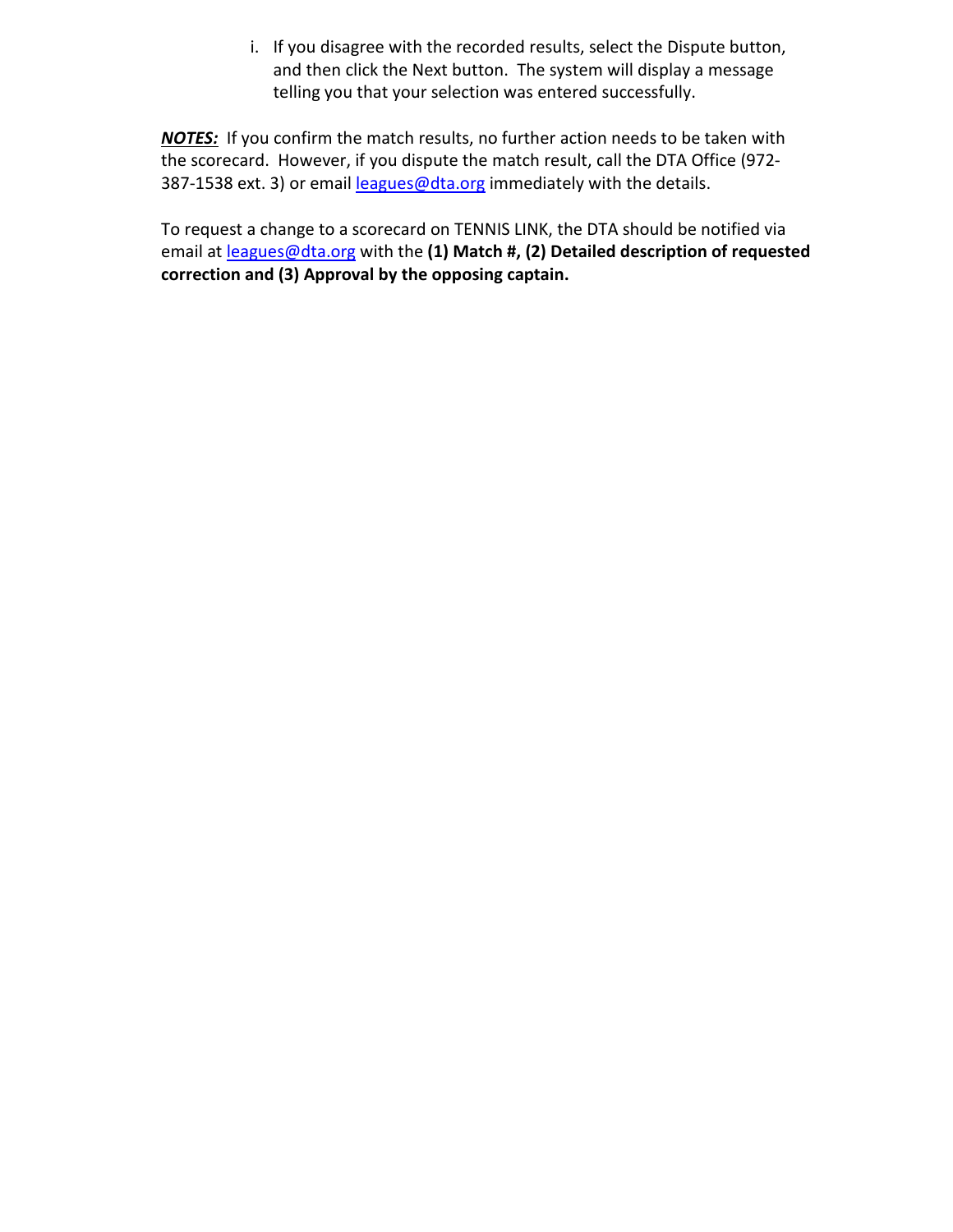i. If you disagree with the recorded results, select the Dispute button, and then click the Next button. The system will display a message telling you that your selection was entered successfully.

***NOTES:*** If you confirm the match results, no further action needs to be taken with the scorecard. However, if you dispute the match result, call the DTA Office (972-387-1538 ext. 3) or email leagues@dta.org immediately with the details.

To request a change to a scorecard on TENNIS LINK, the DTA should be notified via email at leagues@dta.org with the **(1) Match #, (2) Detailed description of requested correction and (3) Approval by the opposing captain.**